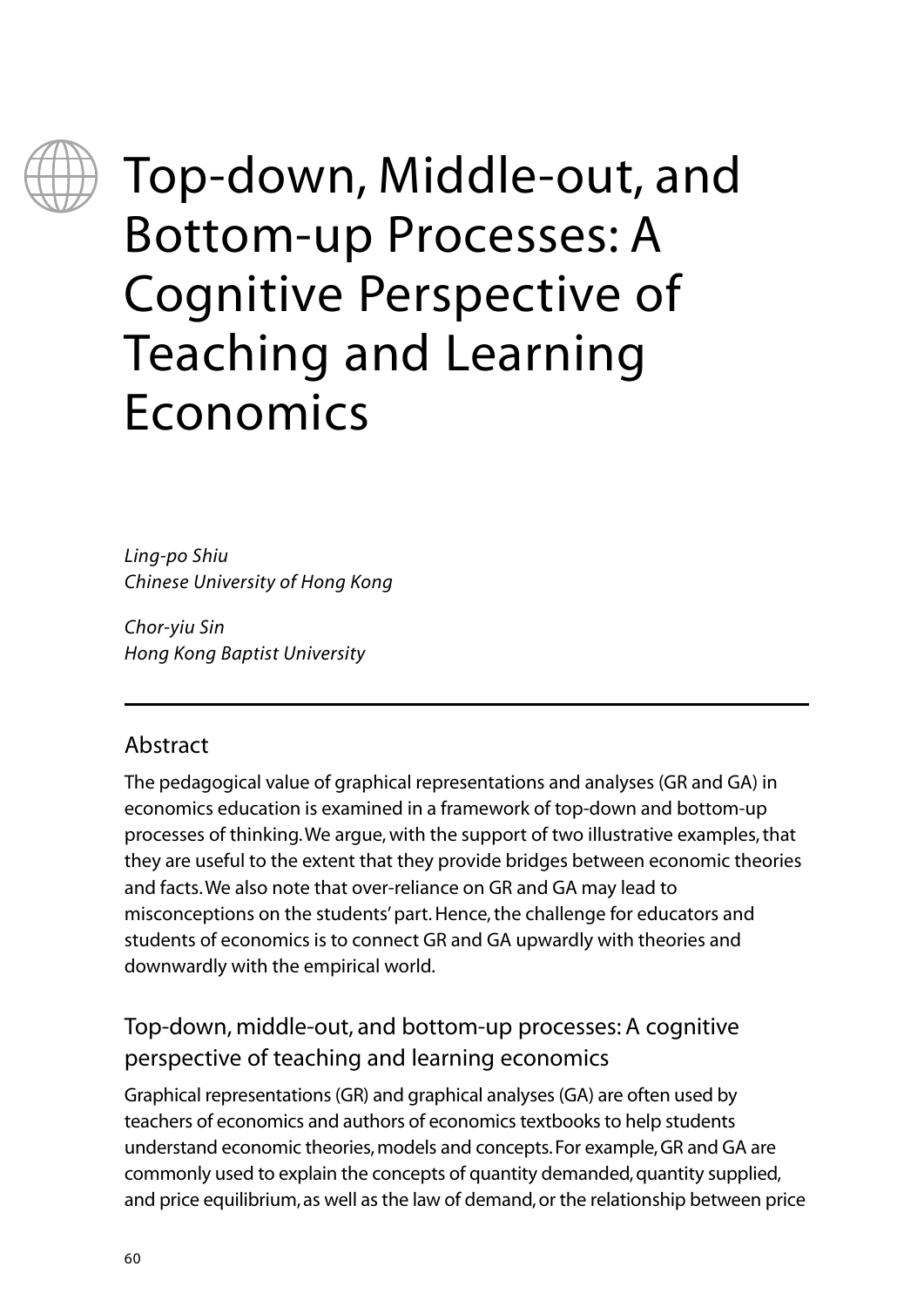# Top-down, Middle-out, and Bottom-up Processes: A Cognitive Perspective of Teaching and Learning Economics

*Ling-po Shiu*
*Chinese University of Hong Kong*

*Chor-yiu Sin*
*Hong Kong Baptist University*

## Abstract

The pedagogical value of graphical representations and analyses (GR and GA) in economics education is examined in a framework of top-down and bottom-up processes of thinking. We argue, with the support of two illustrative examples, that they are useful to the extent that they provide bridges between economic theories and facts. We also note that over-reliance on GR and GA may lead to misconceptions on the students' part. Hence, the challenge for educators and students of economics is to connect GR and GA upwardly with theories and downwardly with the empirical world.

## Top-down, middle-out, and bottom-up processes: A cognitive perspective of teaching and learning economics

Graphical representations (GR) and graphical analyses (GA) are often used by teachers of economics and authors of economics textbooks to help students understand economic theories, models and concepts. For example, GR and GA are commonly used to explain the concepts of quantity demanded, quantity supplied, and price equilibrium, as well as the law of demand, or the relationship between price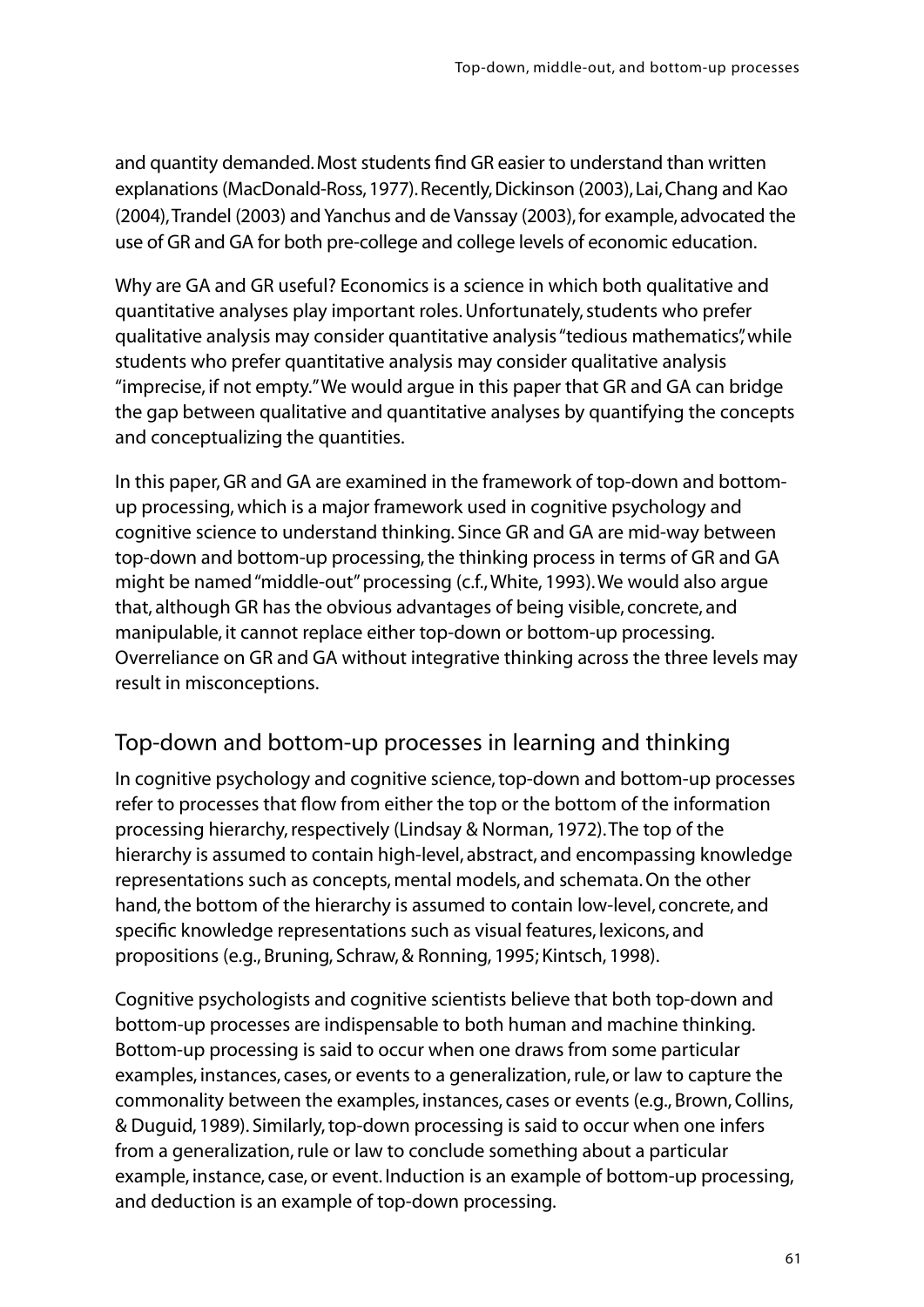and quantity demanded. Most students find GR easier to understand than written explanations (MacDonald-Ross, 1977). Recently, Dickinson (2003), Lai, Chang and Kao (2004), Trandel (2003) and Yanchus and de Vanssay (2003), for example, advocated the use of GR and GA for both pre-college and college levels of economic education.

Why are GA and GR useful? Economics is a science in which both qualitative and quantitative analyses play important roles. Unfortunately, students who prefer qualitative analysis may consider quantitative analysis "tedious mathematics", while students who prefer quantitative analysis may consider qualitative analysis "imprecise, if not empty." We would argue in this paper that GR and GA can bridge the gap between qualitative and quantitative analyses by quantifying the concepts and conceptualizing the quantities.

In this paper, GR and GA are examined in the framework of top-down and bottom-up processing, which is a major framework used in cognitive psychology and cognitive science to understand thinking. Since GR and GA are mid-way between top-down and bottom-up processing, the thinking process in terms of GR and GA might be named "middle-out" processing (c.f., White, 1993). We would also argue that, although GR has the obvious advantages of being visible, concrete, and manipulable, it cannot replace either top-down or bottom-up processing. Overreliance on GR and GA without integrative thinking across the three levels may result in misconceptions.

## Top-down and bottom-up processes in learning and thinking

In cognitive psychology and cognitive science, top-down and bottom-up processes refer to processes that flow from either the top or the bottom of the information processing hierarchy, respectively (Lindsay & Norman, 1972). The top of the hierarchy is assumed to contain high-level, abstract, and encompassing knowledge representations such as concepts, mental models, and schemata. On the other hand, the bottom of the hierarchy is assumed to contain low-level, concrete, and specific knowledge representations such as visual features, lexicons, and propositions (e.g., Bruning, Schraw, & Ronning, 1995; Kintsch, 1998).

Cognitive psychologists and cognitive scientists believe that both top-down and bottom-up processes are indispensable to both human and machine thinking. Bottom-up processing is said to occur when one draws from some particular examples, instances, cases, or events to a generalization, rule, or law to capture the commonality between the examples, instances, cases or events (e.g., Brown, Collins, & Duguid, 1989). Similarly, top-down processing is said to occur when one infers from a generalization, rule or law to conclude something about a particular example, instance, case, or event. Induction is an example of bottom-up processing, and deduction is an example of top-down processing.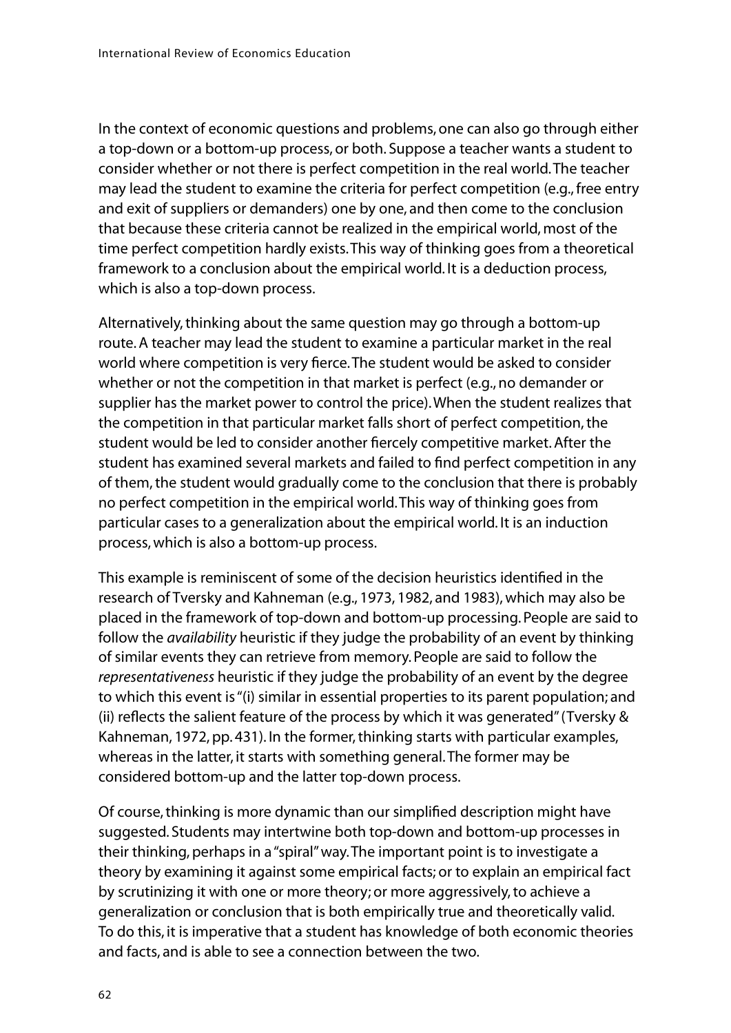In the context of economic questions and problems, one can also go through either a top-down or a bottom-up process, or both. Suppose a teacher wants a student to consider whether or not there is perfect competition in the real world. The teacher may lead the student to examine the criteria for perfect competition (e.g., free entry and exit of suppliers or demanders) one by one, and then come to the conclusion that because these criteria cannot be realized in the empirical world, most of the time perfect competition hardly exists. This way of thinking goes from a theoretical framework to a conclusion about the empirical world. It is a deduction process, which is also a top-down process.

Alternatively, thinking about the same question may go through a bottom-up route. A teacher may lead the student to examine a particular market in the real world where competition is very fierce. The student would be asked to consider whether or not the competition in that market is perfect (e.g., no demander or supplier has the market power to control the price). When the student realizes that the competition in that particular market falls short of perfect competition, the student would be led to consider another fiercely competitive market. After the student has examined several markets and failed to find perfect competition in any of them, the student would gradually come to the conclusion that there is probably no perfect competition in the empirical world. This way of thinking goes from particular cases to a generalization about the empirical world. It is an induction process, which is also a bottom-up process.

This example is reminiscent of some of the decision heuristics identified in the research of Tversky and Kahneman (e.g., 1973, 1982, and 1983), which may also be placed in the framework of top-down and bottom-up processing. People are said to follow the *availability* heuristic if they judge the probability of an event by thinking of similar events they can retrieve from memory. People are said to follow the *representativeness* heuristic if they judge the probability of an event by the degree to which this event is "(i) similar in essential properties to its parent population; and (ii) reflects the salient feature of the process by which it was generated" (Tversky & Kahneman, 1972, pp. 431). In the former, thinking starts with particular examples, whereas in the latter, it starts with something general. The former may be considered bottom-up and the latter top-down process.

Of course, thinking is more dynamic than our simplified description might have suggested. Students may intertwine both top-down and bottom-up processes in their thinking, perhaps in a "spiral" way. The important point is to investigate a theory by examining it against some empirical facts; or to explain an empirical fact by scrutinizing it with one or more theory; or more aggressively, to achieve a generalization or conclusion that is both empirically true and theoretically valid. To do this, it is imperative that a student has knowledge of both economic theories and facts, and is able to see a connection between the two.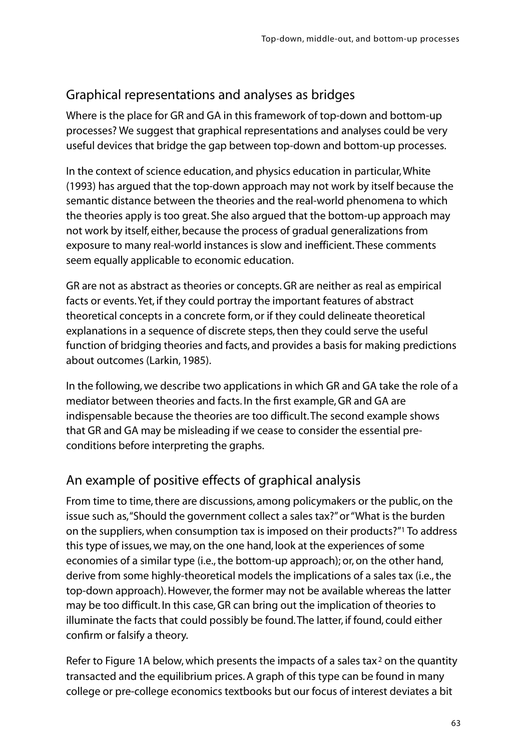## Graphical representations and analyses as bridges

Where is the place for GR and GA in this framework of top-down and bottom-up processes? We suggest that graphical representations and analyses could be very useful devices that bridge the gap between top-down and bottom-up processes.

In the context of science education, and physics education in particular, White (1993) has argued that the top-down approach may not work by itself because the semantic distance between the theories and the real-world phenomena to which the theories apply is too great. She also argued that the bottom-up approach may not work by itself, either, because the process of gradual generalizations from exposure to many real-world instances is slow and inefficient. These comments seem equally applicable to economic education.

GR are not as abstract as theories or concepts. GR are neither as real as empirical facts or events. Yet, if they could portray the important features of abstract theoretical concepts in a concrete form, or if they could delineate theoretical explanations in a sequence of discrete steps, then they could serve the useful function of bridging theories and facts, and provides a basis for making predictions about outcomes (Larkin, 1985).

In the following, we describe two applications in which GR and GA take the role of a mediator between theories and facts. In the first example, GR and GA are indispensable because the theories are too difficult. The second example shows that GR and GA may be misleading if we cease to consider the essential pre-conditions before interpreting the graphs.

## An example of positive effects of graphical analysis

From time to time, there are discussions, among policymakers or the public, on the issue such as, "Should the government collect a sales tax?" or "What is the burden on the suppliers, when consumption tax is imposed on their products?"[1] To address this type of issues, we may, on the one hand, look at the experiences of some economies of a similar type (i.e., the bottom-up approach); or, on the other hand, derive from some highly-theoretical models the implications of a sales tax (i.e., the top-down approach). However, the former may not be available whereas the latter may be too difficult. In this case, GR can bring out the implication of theories to illuminate the facts that could possibly be found. The latter, if found, could either confirm or falsify a theory.

Refer to Figure 1A below, which presents the impacts of a sales tax[2] on the quantity transacted and the equilibrium prices. A graph of this type can be found in many college or pre-college economics textbooks but our focus of interest deviates a bit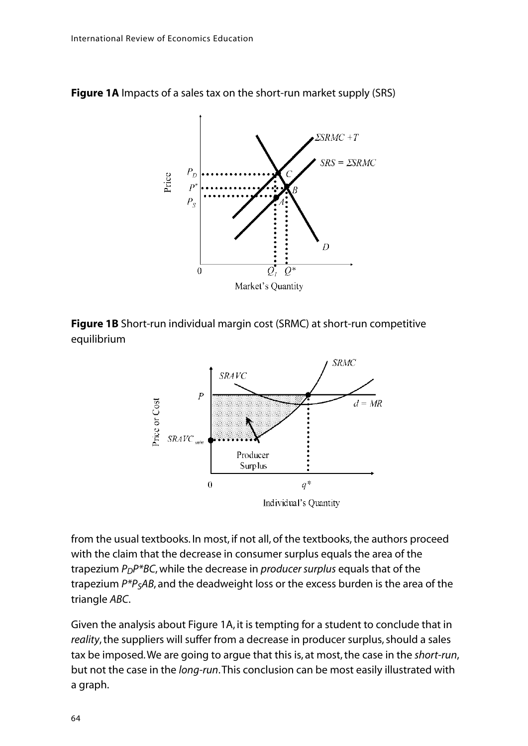**Figure 1A** Impacts of a sales tax on the short-run market supply (SRS)

**Figure 1B** Short-run individual margin cost (SRMC) at short-run competitive equilibrium

from the usual textbooks. In most, if not all, of the textbooks, the authors proceed with the claim that the decrease in consumer surplus equals the area of the trapezium $P_DP^*BC$, while the decrease in *producer surplus* equals that of the trapezium $P^*P_SAB$, and the deadweight loss or the excess burden is the area of the triangle *ABC*.

Given the analysis about Figure 1A, it is tempting for a student to conclude that in *reality*, the suppliers will suffer from a decrease in producer surplus, should a sales tax be imposed. We are going to argue that this is, at most, the case in the *short-run*, but not the case in the *long-run*. This conclusion can be most easily illustrated with a graph.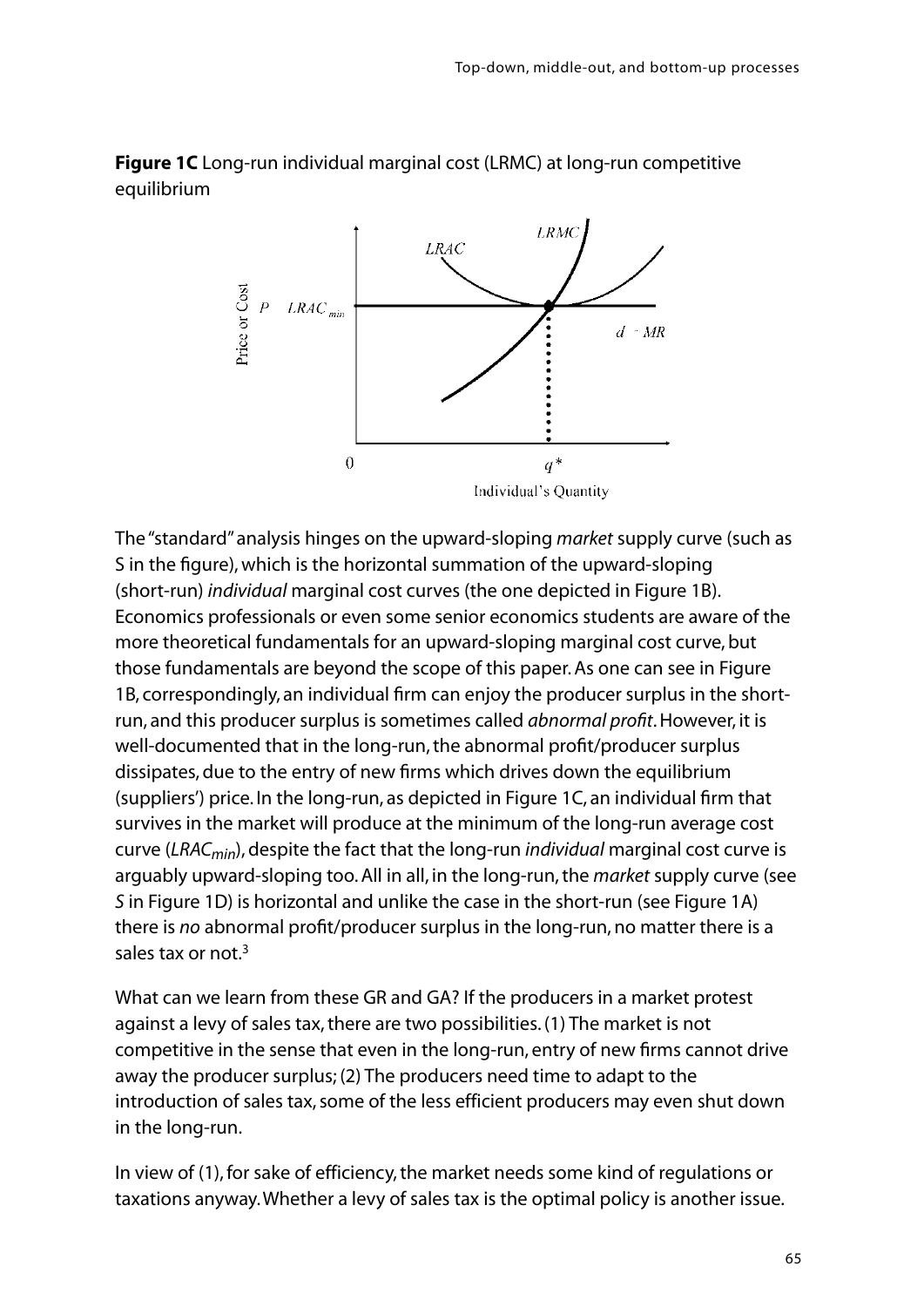**Figure 1C** Long-run individual marginal cost (LRMC) at long-run competitive equilibrium

The "standard" analysis hinges on the upward-sloping *market* supply curve (such as S in the figure), which is the horizontal summation of the upward-sloping (short-run) *individual* marginal cost curves (the one depicted in Figure 1B). Economics professionals or even some senior economics students are aware of the more theoretical fundamentals for an upward-sloping marginal cost curve, but those fundamentals are beyond the scope of this paper. As one can see in Figure 1B, correspondingly, an individual firm can enjoy the producer surplus in the short-run, and this producer surplus is sometimes called *abnormal profit*. However, it is well-documented that in the long-run, the abnormal profit/producer surplus dissipates, due to the entry of new firms which drives down the equilibrium (suppliers') price. In the long-run, as depicted in Figure 1C, an individual firm that survives in the market will produce at the minimum of the long-run average cost curve ($LRAC_{min}$), despite the fact that the long-run *individual* marginal cost curve is arguably upward-sloping too. All in all, in the long-run, the *market* supply curve (see *S* in Figure 1D) is horizontal and unlike the case in the short-run (see Figure 1A) there is *no* abnormal profit/producer surplus in the long-run, no matter there is a sales tax or not.[3]

What can we learn from these GR and GA? If the producers in a market protest against a levy of sales tax, there are two possibilities. (1) The market is not competitive in the sense that even in the long-run, entry of new firms cannot drive away the producer surplus; (2) The producers need time to adapt to the introduction of sales tax, some of the less efficient producers may even shut down in the long-run.

In view of (1), for sake of efficiency, the market needs some kind of regulations or taxations anyway. Whether a levy of sales tax is the optimal policy is another issue.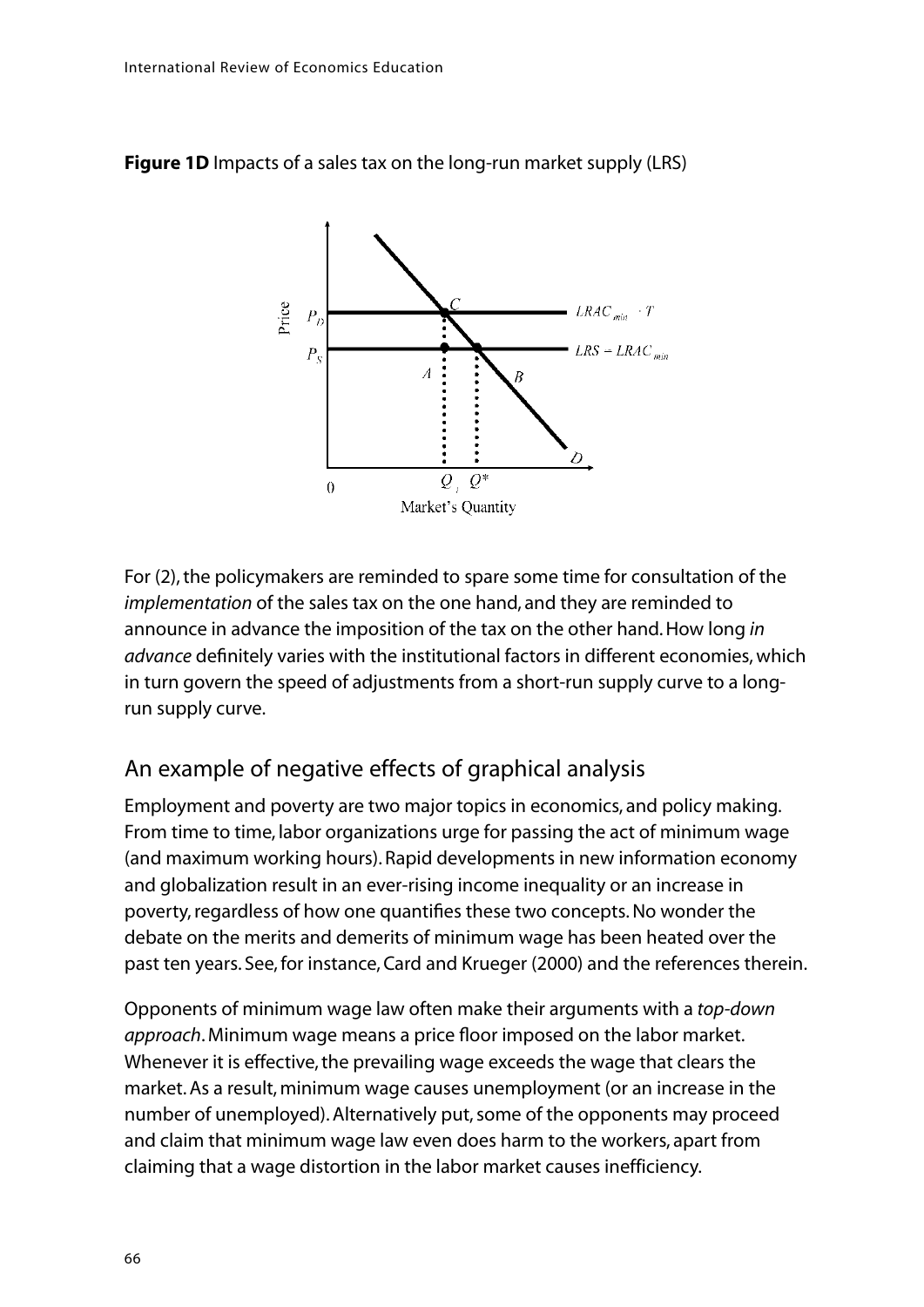**Figure 1D** Impacts of a sales tax on the long-run market supply (LRS)

For (2), the policymakers are reminded to spare some time for consultation of the *implementation* of the sales tax on the one hand, and they are reminded to announce in advance the imposition of the tax on the other hand. How long *in advance* definitely varies with the institutional factors in different economies, which in turn govern the speed of adjustments from a short-run supply curve to a long-run supply curve.

## An example of negative effects of graphical analysis

Employment and poverty are two major topics in economics, and policy making. From time to time, labor organizations urge for passing the act of minimum wage (and maximum working hours). Rapid developments in new information economy and globalization result in an ever-rising income inequality or an increase in poverty, regardless of how one quantifies these two concepts. No wonder the debate on the merits and demerits of minimum wage has been heated over the past ten years. See, for instance, Card and Krueger (2000) and the references therein.

Opponents of minimum wage law often make their arguments with a *top-down approach*. Minimum wage means a price floor imposed on the labor market. Whenever it is effective, the prevailing wage exceeds the wage that clears the market. As a result, minimum wage causes unemployment (or an increase in the number of unemployed). Alternatively put, some of the opponents may proceed and claim that minimum wage law even does harm to the workers, apart from claiming that a wage distortion in the labor market causes inefficiency.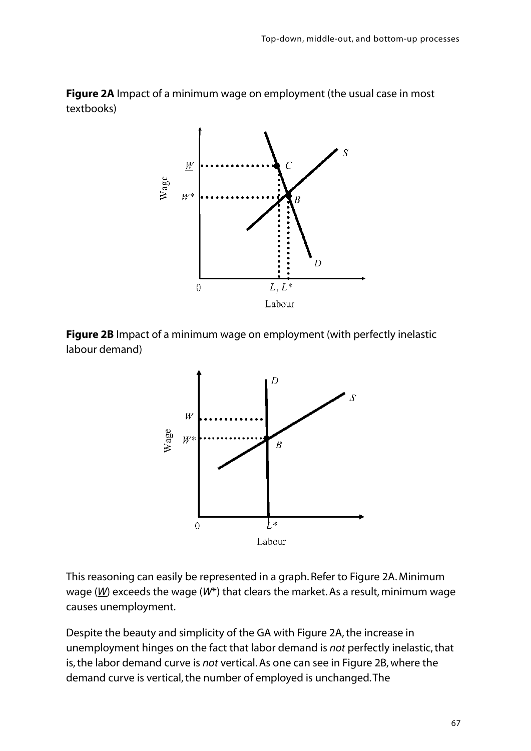**Figure 2A** Impact of a minimum wage on employment (the usual case in most textbooks)

**Figure 2B** Impact of a minimum wage on employment (with perfectly inelastic labour demand)

This reasoning can easily be represented in a graph. Refer to Figure 2A. Minimum wage ($\underline{W}$) exceeds the wage ($W^*$) that clears the market. As a result, minimum wage causes unemployment.

Despite the beauty and simplicity of the GA with Figure 2A, the increase in unemployment hinges on the fact that labor demand is *not* perfectly inelastic, that is, the labor demand curve is *not* vertical. As one can see in Figure 2B, where the demand curve is vertical, the number of employed is unchanged. The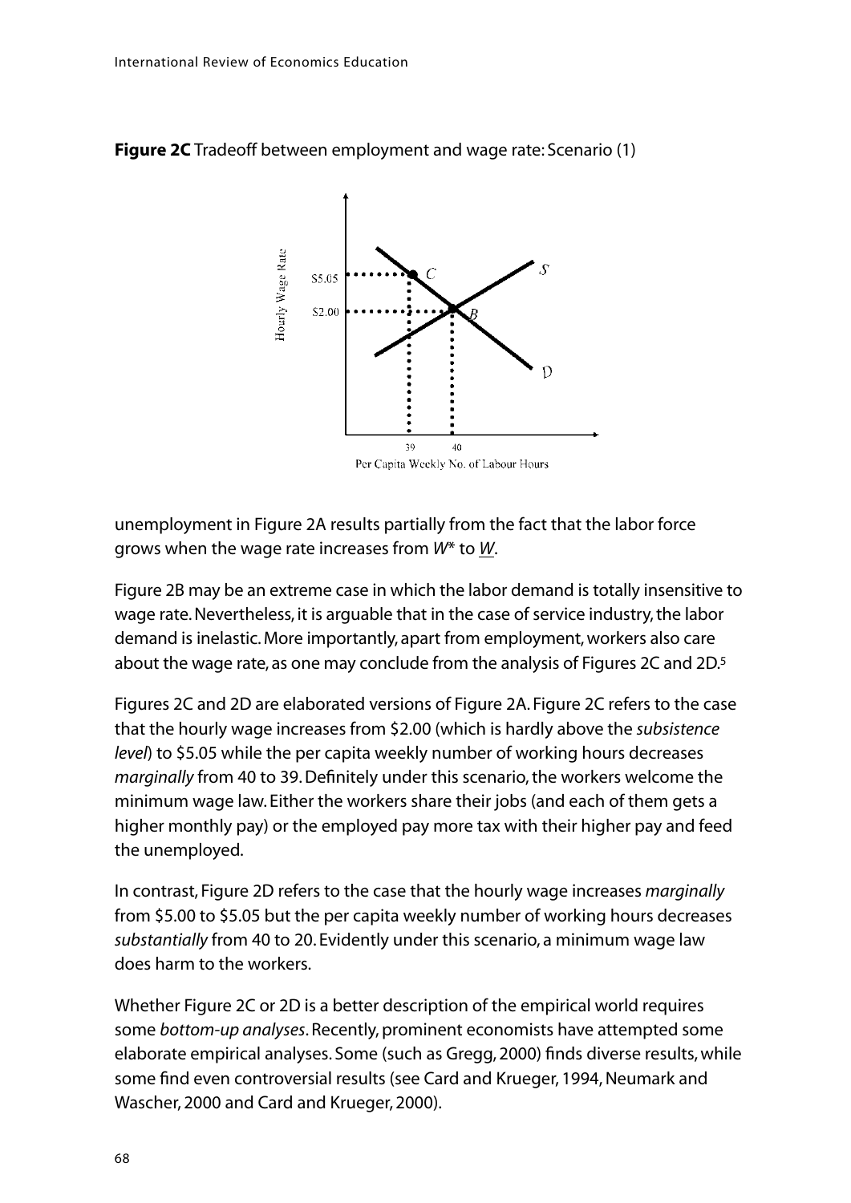**Figure 2C** Tradeoff between employment and wage rate: Scenario (1)

unemployment in Figure 2A results partially from the fact that the labor force grows when the wage rate increases from *W*\* to *W*.

Figure 2B may be an extreme case in which the labor demand is totally insensitive to wage rate. Nevertheless, it is arguable that in the case of service industry, the labor demand is inelastic. More importantly, apart from employment, workers also care about the wage rate, as one may conclude from the analysis of Figures 2C and 2D.[5]

Figures 2C and 2D are elaborated versions of Figure 2A. Figure 2C refers to the case that the hourly wage increases from $2.00 (which is hardly above the *subsistence level*) to $5.05 while the per capita weekly number of working hours decreases *marginally* from 40 to 39. Definitely under this scenario, the workers welcome the minimum wage law. Either the workers share their jobs (and each of them gets a higher monthly pay) or the employed pay more tax with their higher pay and feed the unemployed.

In contrast, Figure 2D refers to the case that the hourly wage increases *marginally* from $5.00 to $5.05 but the per capita weekly number of working hours decreases *substantially* from 40 to 20. Evidently under this scenario, a minimum wage law does harm to the workers.

Whether Figure 2C or 2D is a better description of the empirical world requires some *bottom-up analyses*. Recently, prominent economists have attempted some elaborate empirical analyses. Some (such as Gregg, 2000) finds diverse results, while some find even controversial results (see Card and Krueger, 1994, Neumark and Wascher, 2000 and Card and Krueger, 2000).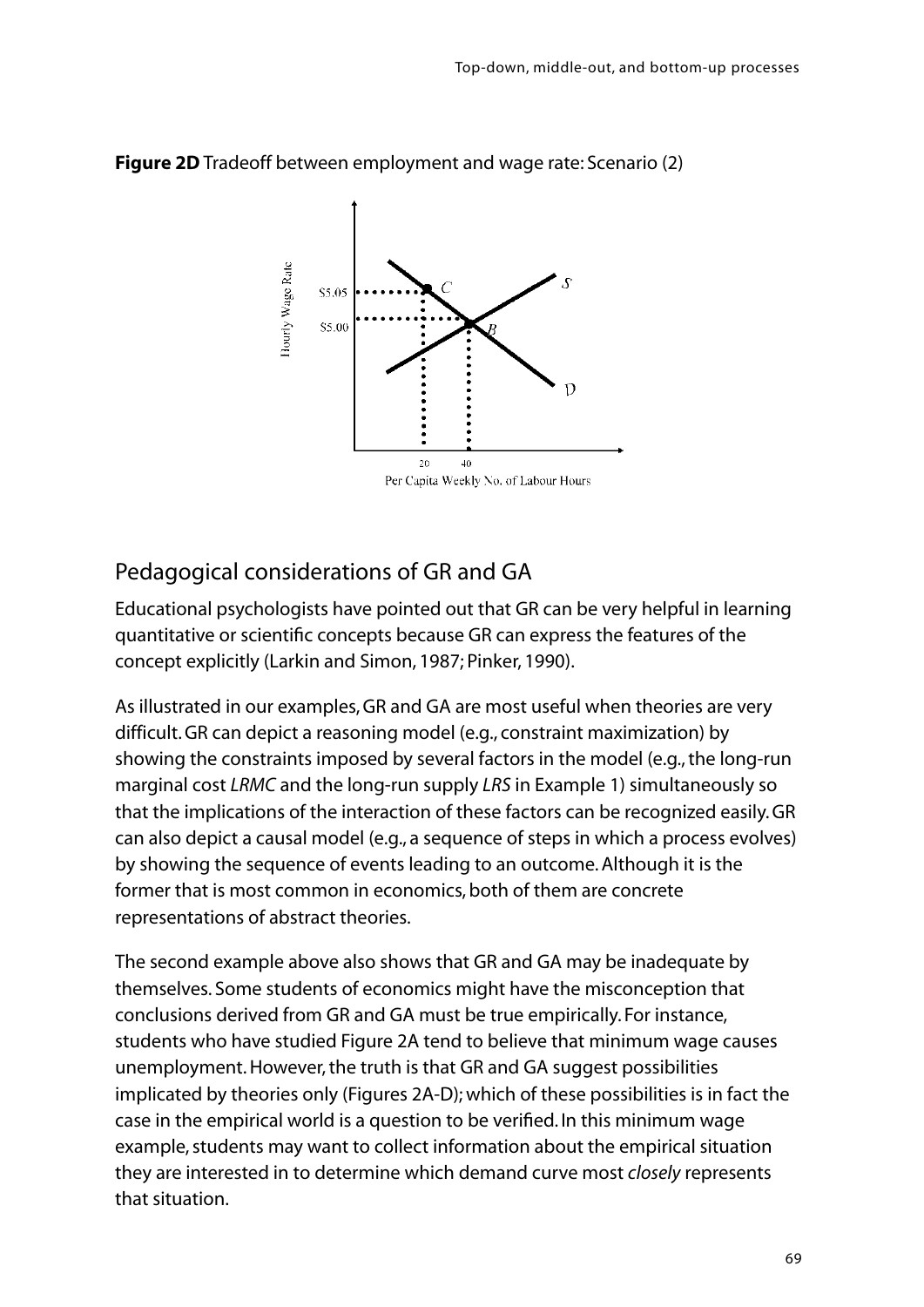**Figure 2D** Tradeoff between employment and wage rate: Scenario (2)

## Pedagogical considerations of GR and GA

Educational psychologists have pointed out that GR can be very helpful in learning quantitative or scientific concepts because GR can express the features of the concept explicitly (Larkin and Simon, 1987; Pinker, 1990).

As illustrated in our examples, GR and GA are most useful when theories are very difficult. GR can depict a reasoning model (e.g., constraint maximization) by showing the constraints imposed by several factors in the model (e.g., the long-run marginal cost *LRMC* and the long-run supply *LRS* in Example 1) simultaneously so that the implications of the interaction of these factors can be recognized easily. GR can also depict a causal model (e.g., a sequence of steps in which a process evolves) by showing the sequence of events leading to an outcome. Although it is the former that is most common in economics, both of them are concrete representations of abstract theories.

The second example above also shows that GR and GA may be inadequate by themselves. Some students of economics might have the misconception that conclusions derived from GR and GA must be true empirically. For instance, students who have studied Figure 2A tend to believe that minimum wage causes unemployment. However, the truth is that GR and GA suggest possibilities implicated by theories only (Figures 2A-D); which of these possibilities is in fact the case in the empirical world is a question to be verified. In this minimum wage example, students may want to collect information about the empirical situation they are interested in to determine which demand curve most *closely* represents that situation.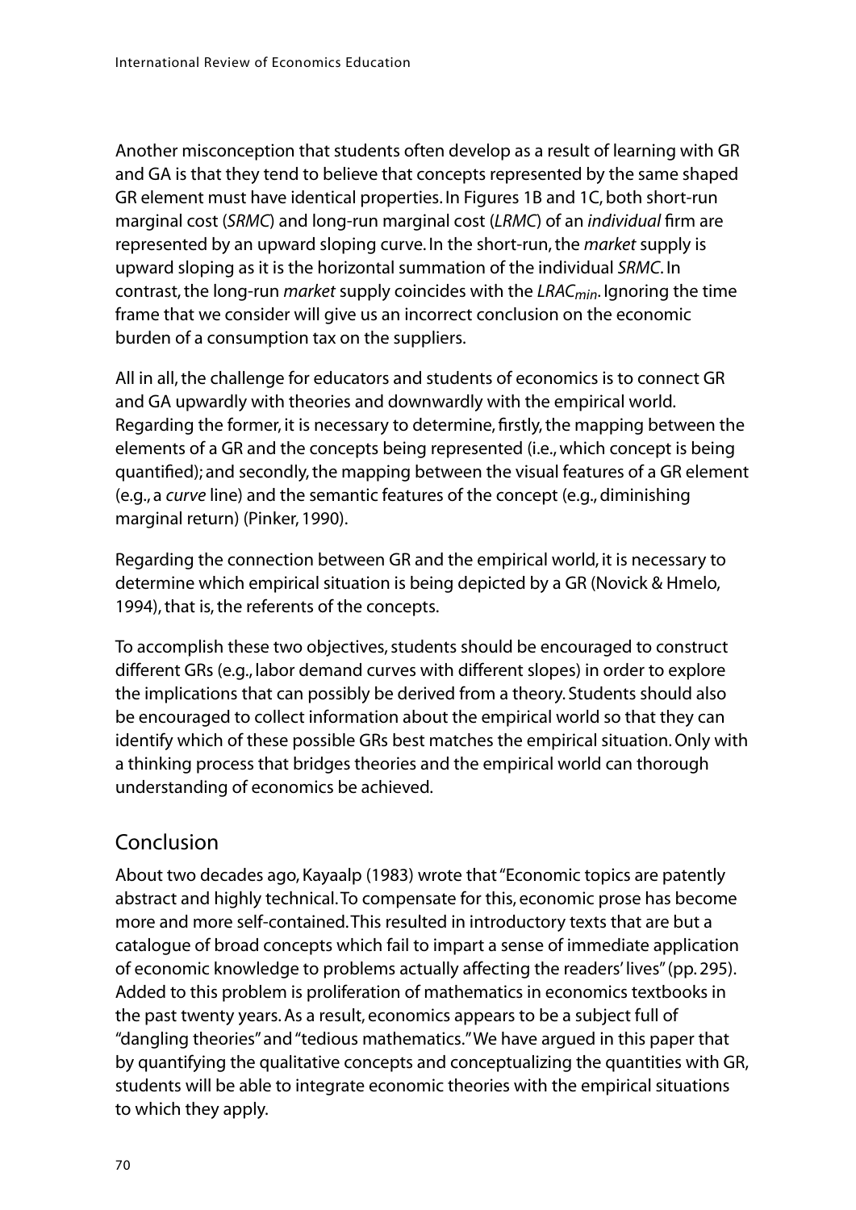Another misconception that students often develop as a result of learning with GR and GA is that they tend to believe that concepts represented by the same shaped GR element must have identical properties. In Figures 1B and 1C, both short-run marginal cost (*SRMC*) and long-run marginal cost (*LRMC*) of an *individual* firm are represented by an upward sloping curve. In the short-run, the *market* supply is upward sloping as it is the horizontal summation of the individual *SRMC*. In contrast, the long-run *market* supply coincides with the $LRAC_{min}$. Ignoring the time frame that we consider will give us an incorrect conclusion on the economic burden of a consumption tax on the suppliers.

All in all, the challenge for educators and students of economics is to connect GR and GA upwardly with theories and downwardly with the empirical world. Regarding the former, it is necessary to determine, firstly, the mapping between the elements of a GR and the concepts being represented (i.e., which concept is being quantified); and secondly, the mapping between the visual features of a GR element (e.g., a *curve* line) and the semantic features of the concept (e.g., diminishing marginal return) (Pinker, 1990).

Regarding the connection between GR and the empirical world, it is necessary to determine which empirical situation is being depicted by a GR (Novick & Hmelo, 1994), that is, the referents of the concepts.

To accomplish these two objectives, students should be encouraged to construct different GRs (e.g., labor demand curves with different slopes) in order to explore the implications that can possibly be derived from a theory. Students should also be encouraged to collect information about the empirical world so that they can identify which of these possible GRs best matches the empirical situation. Only with a thinking process that bridges theories and the empirical world can thorough understanding of economics be achieved.

## Conclusion

About two decades ago, Kayaalp (1983) wrote that "Economic topics are patently abstract and highly technical. To compensate for this, economic prose has become more and more self-contained. This resulted in introductory texts that are but a catalogue of broad concepts which fail to impart a sense of immediate application of economic knowledge to problems actually affecting the readers' lives" (pp. 295). Added to this problem is proliferation of mathematics in economics textbooks in the past twenty years. As a result, economics appears to be a subject full of "dangling theories" and "tedious mathematics." We have argued in this paper that by quantifying the qualitative concepts and conceptualizing the quantities with GR, students will be able to integrate economic theories with the empirical situations to which they apply.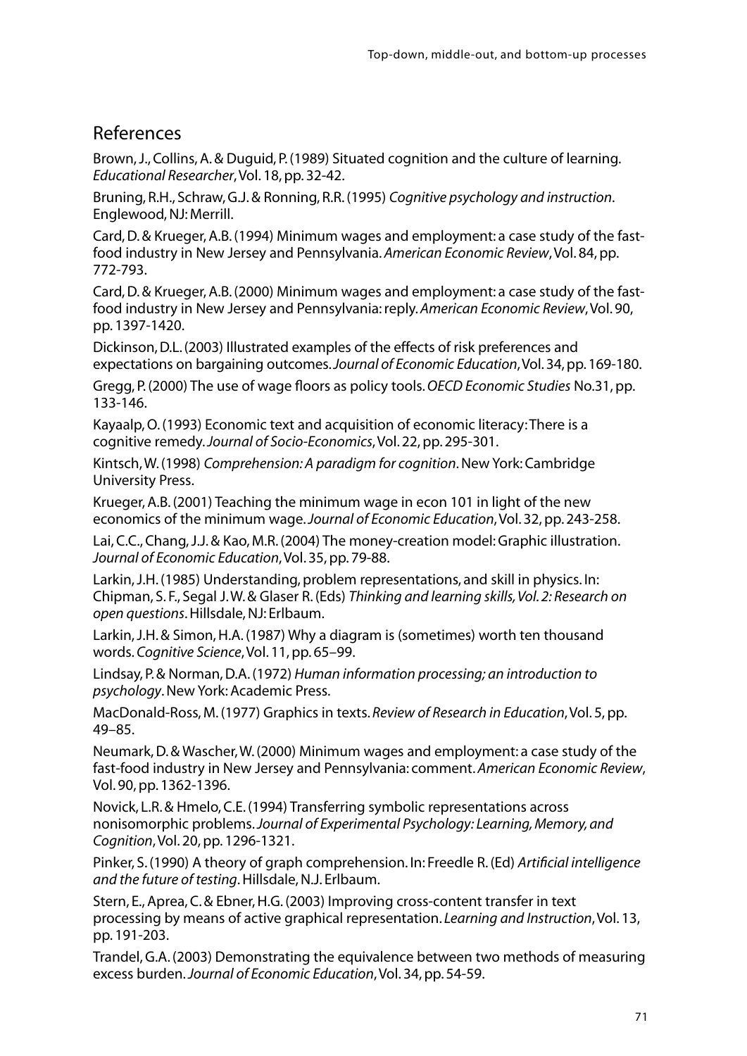## References

Brown, J., Collins, A. & Duguid, P. (1989) Situated cognition and the culture of learning. *Educational Researcher*, Vol. 18, pp. 32-42.

Bruning, R.H., Schraw, G.J. & Ronning, R.R. (1995) *Cognitive psychology and instruction*. Englewood, NJ: Merrill.

Card, D. & Krueger, A.B. (1994) Minimum wages and employment: a case study of the fast-food industry in New Jersey and Pennsylvania. *American Economic Review*, Vol. 84, pp. 772-793.

Card, D. & Krueger, A.B. (2000) Minimum wages and employment: a case study of the fast-food industry in New Jersey and Pennsylvania: reply. *American Economic Review*, Vol. 90, pp. 1397-1420.

Dickinson, D.L. (2003) Illustrated examples of the effects of risk preferences and expectations on bargaining outcomes. *Journal of Economic Education*, Vol. 34, pp. 169-180.

Gregg, P. (2000) The use of wage floors as policy tools. *OECD Economic Studies* No.31, pp. 133-146.

Kayaalp, O. (1993) Economic text and acquisition of economic literacy: There is a cognitive remedy. *Journal of Socio-Economics*, Vol. 22, pp. 295-301.

Kintsch, W. (1998) *Comprehension: A paradigm for cognition*. New York: Cambridge University Press.

Krueger, A.B. (2001) Teaching the minimum wage in econ 101 in light of the new economics of the minimum wage. *Journal of Economic Education*, Vol. 32, pp. 243-258.

Lai, C.C., Chang, J.J. & Kao, M.R. (2004) The money-creation model: Graphic illustration. *Journal of Economic Education*, Vol. 35, pp. 79-88.

Larkin, J.H. (1985) Understanding, problem representations, and skill in physics. In: Chipman, S. F., Segal J. W. & Glaser R. (Eds) *Thinking and learning skills, Vol. 2: Research on open questions*. Hillsdale, NJ: Erlbaum.

Larkin, J.H. & Simon, H.A. (1987) Why a diagram is (sometimes) worth ten thousand words. *Cognitive Science*, Vol. 11, pp. 65–99.

Lindsay, P. & Norman, D.A. (1972) *Human information processing; an introduction to psychology*. New York: Academic Press.

MacDonald-Ross, M. (1977) Graphics in texts. *Review of Research in Education*, Vol. 5, pp. 49–85.

Neumark, D. & Wascher, W. (2000) Minimum wages and employment: a case study of the fast-food industry in New Jersey and Pennsylvania: comment. *American Economic Review*, Vol. 90, pp. 1362-1396.

Novick, L.R. & Hmelo, C.E. (1994) Transferring symbolic representations across nonisomorphic problems. *Journal of Experimental Psychology: Learning, Memory, and Cognition*, Vol. 20, pp. 1296-1321.

Pinker, S. (1990) A theory of graph comprehension. In: Freedle R. (Ed) *Artificial intelligence and the future of testing*. Hillsdale, N.J. Erlbaum.

Stern, E., Aprea, C. & Ebner, H.G. (2003) Improving cross-content transfer in text processing by means of active graphical representation. *Learning and Instruction*, Vol. 13, pp. 191-203.

Trandel, G.A. (2003) Demonstrating the equivalence between two methods of measuring excess burden. *Journal of Economic Education*, Vol. 34, pp. 54-59.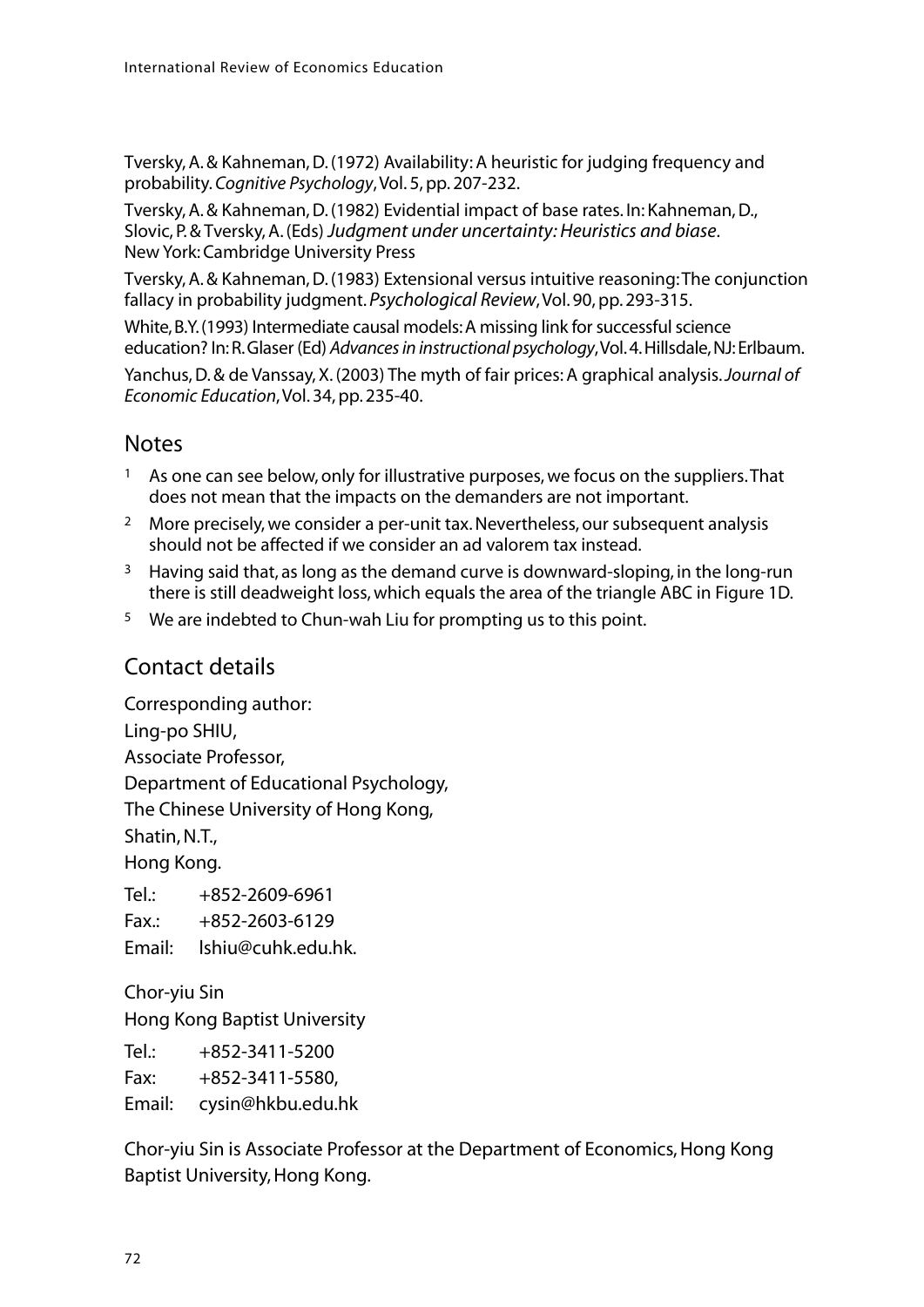Tversky, A. & Kahneman, D. (1972) Availability: A heuristic for judging frequency and probability. *Cognitive Psychology*, Vol. 5, pp. 207-232.

Tversky, A. & Kahneman, D. (1982) Evidential impact of base rates. In: Kahneman, D., Slovic, P. & Tversky, A. (Eds) *Judgment under uncertainty: Heuristics and biase*. New York: Cambridge University Press

Tversky, A. & Kahneman, D. (1983) Extensional versus intuitive reasoning: The conjunction fallacy in probability judgment. *Psychological Review*, Vol. 90, pp. 293-315.

White, B.Y. (1993) Intermediate causal models: A missing link for successful science education? In: R. Glaser (Ed) *Advances in instructional psychology*, Vol. 4. Hillsdale, NJ: Erlbaum.

Yanchus, D. & de Vanssay, X. (2003) The myth of fair prices: A graphical analysis. *Journal of Economic Education*, Vol. 34, pp. 235-40.

## Notes

[1] As one can see below, only for illustrative purposes, we focus on the suppliers. That does not mean that the impacts on the demanders are not important.

[2] More precisely, we consider a per-unit tax. Nevertheless, our subsequent analysis should not be affected if we consider an ad valorem tax instead.

[3] Having said that, as long as the demand curve is downward-sloping, in the long-run there is still deadweight loss, which equals the area of the triangle ABC in Figure 1D.

[5] We are indebted to Chun-wah Liu for prompting us to this point.

## Contact details

Corresponding author:
Ling-po SHIU,
Associate Professor,
Department of Educational Psychology,
The Chinese University of Hong Kong,
Shatin, N.T.,
Hong Kong.

Tel.: +852-2609-6961
Fax.: +852-2603-6129
Email: lshiu@cuhk.edu.hk.

Chor-yiu Sin
Hong Kong Baptist University

Tel.: +852-3411-5200
Fax: +852-3411-5580,
Email: cysin@hkbu.edu.hk

Chor-yiu Sin is Associate Professor at the Department of Economics, Hong Kong Baptist University, Hong Kong.